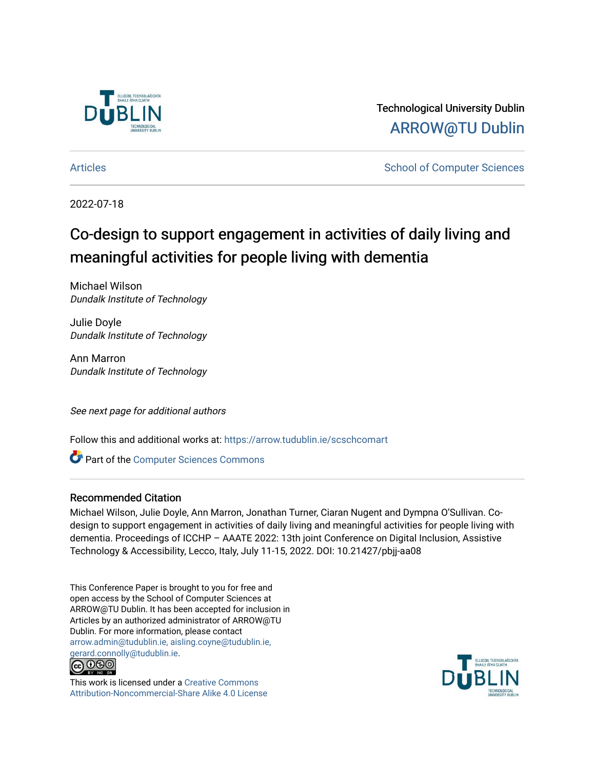Technological University Dublin

ARROW@TU Dublin

Articles | School of Computer Sciences

2022-07-18

# Co-design to support engagement in activities of daily living and meaningful activities for people living with dementia

Michael Wilson
*Dundalk Institute of Technology*

Julie Doyle
*Dundalk Institute of Technology*

Ann Marron
*Dundalk Institute of Technology*

*See next page for additional authors*

Follow this and additional works at: https://arrow.tudublin.ie/scschcomart

Part of the Computer Sciences Commons

### Recommended Citation

Michael Wilson, Julie Doyle, Ann Marron, Jonathan Turner, Ciaran Nugent and Dympna O'Sullivan. Co-design to support engagement in activities of daily living and meaningful activities for people living with dementia. Proceedings of ICCHP – AAATE 2022: 13th joint Conference on Digital Inclusion, Assistive Technology & Accessibility, Lecco, Italy, July 11-15, 2022. DOI: 10.21427/pbjj-aa08

This Conference Paper is brought to you for free and open access by the School of Computer Sciences at ARROW@TU Dublin. It has been accepted for inclusion in Articles by an authorized administrator of ARROW@TU Dublin. For more information, please contact arrow.admin@tudublin.ie, aisling.coyne@tudublin.ie, gerard.connolly@tudublin.ie.

This work is licensed under a Creative Commons Attribution-Noncommercial-Share Alike 4.0 License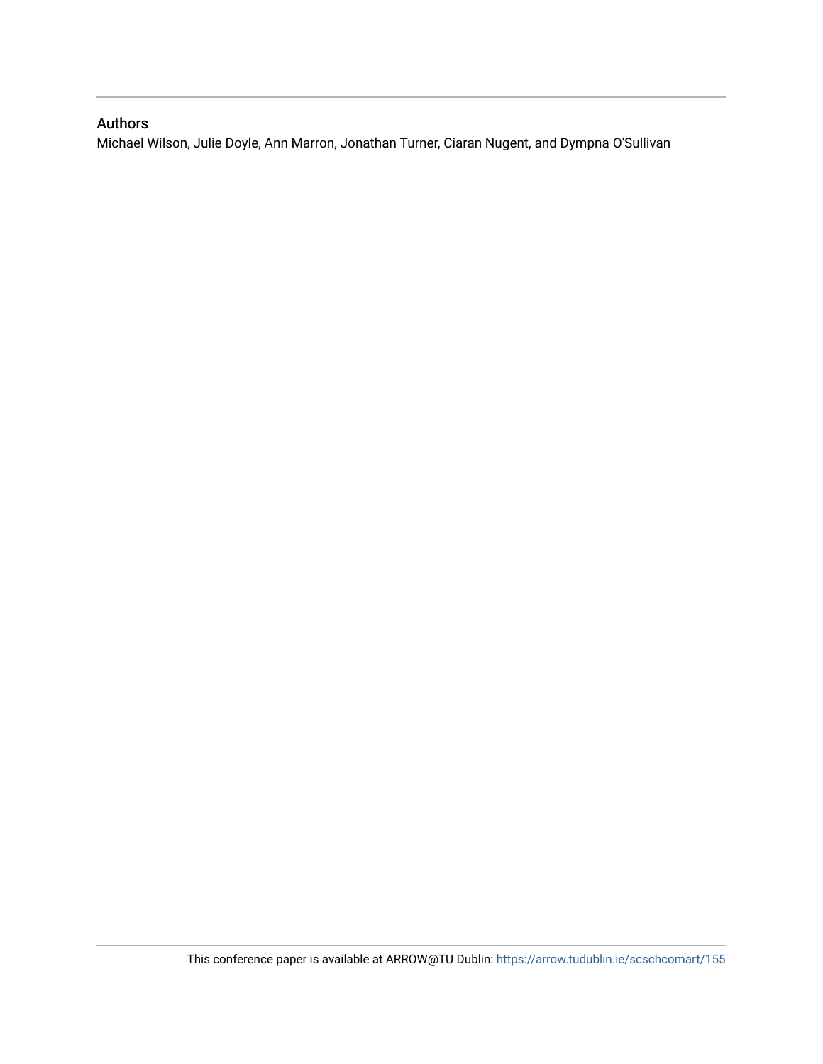## Authors

Michael Wilson, Julie Doyle, Ann Marron, Jonathan Turner, Ciaran Nugent, and Dympna O'Sullivan

This conference paper is available at ARROW@TU Dublin: https://arrow.tudublin.ie/scschcomart/155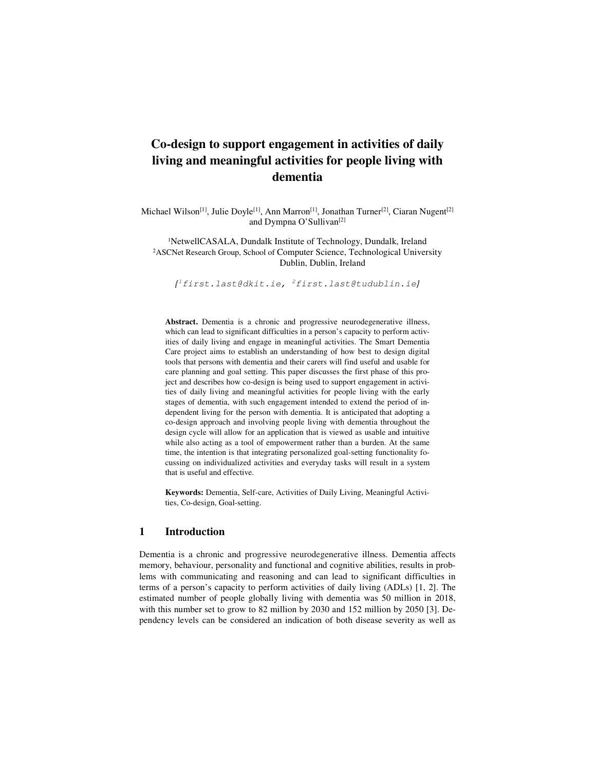# Co-design to support engagement in activities of daily living and meaningful activities for people living with dementia

Michael Wilson[1], Julie Doyle[1], Ann Marron[1], Jonathan Turner[2], Ciaran Nugent[2] and Dympna O'Sullivan[2]

[1]NetwellCASALA, Dundalk Institute of Technology, Dundalk, Ireland
[2]ASCNet Research Group, School of Computer Science, Technological University Dublin, Dublin, Ireland

{[1]first.last@dkit.ie, [2]first.last@tudublin.ie}

**Abstract.** Dementia is a chronic and progressive neurodegenerative illness, which can lead to significant difficulties in a person's capacity to perform activities of daily living and engage in meaningful activities. The Smart Dementia Care project aims to establish an understanding of how best to design digital tools that persons with dementia and their carers will find useful and usable for care planning and goal setting. This paper discusses the first phase of this project and describes how co-design is being used to support engagement in activities of daily living and meaningful activities for people living with the early stages of dementia, with such engagement intended to extend the period of independent living for the person with dementia. It is anticipated that adopting a co-design approach and involving people living with dementia throughout the design cycle will allow for an application that is viewed as usable and intuitive while also acting as a tool of empowerment rather than a burden. At the same time, the intention is that integrating personalized goal-setting functionality focussing on individualized activities and everyday tasks will result in a system that is useful and effective.

**Keywords:** Dementia, Self-care, Activities of Daily Living, Meaningful Activities, Co-design, Goal-setting.

## 1 Introduction

Dementia is a chronic and progressive neurodegenerative illness. Dementia affects memory, behaviour, personality and functional and cognitive abilities, results in problems with communicating and reasoning and can lead to significant difficulties in terms of a person's capacity to perform activities of daily living (ADLs) [1, 2]. The estimated number of people globally living with dementia was 50 million in 2018, with this number set to grow to 82 million by 2030 and 152 million by 2050 [3]. Dependency levels can be considered an indication of both disease severity as well as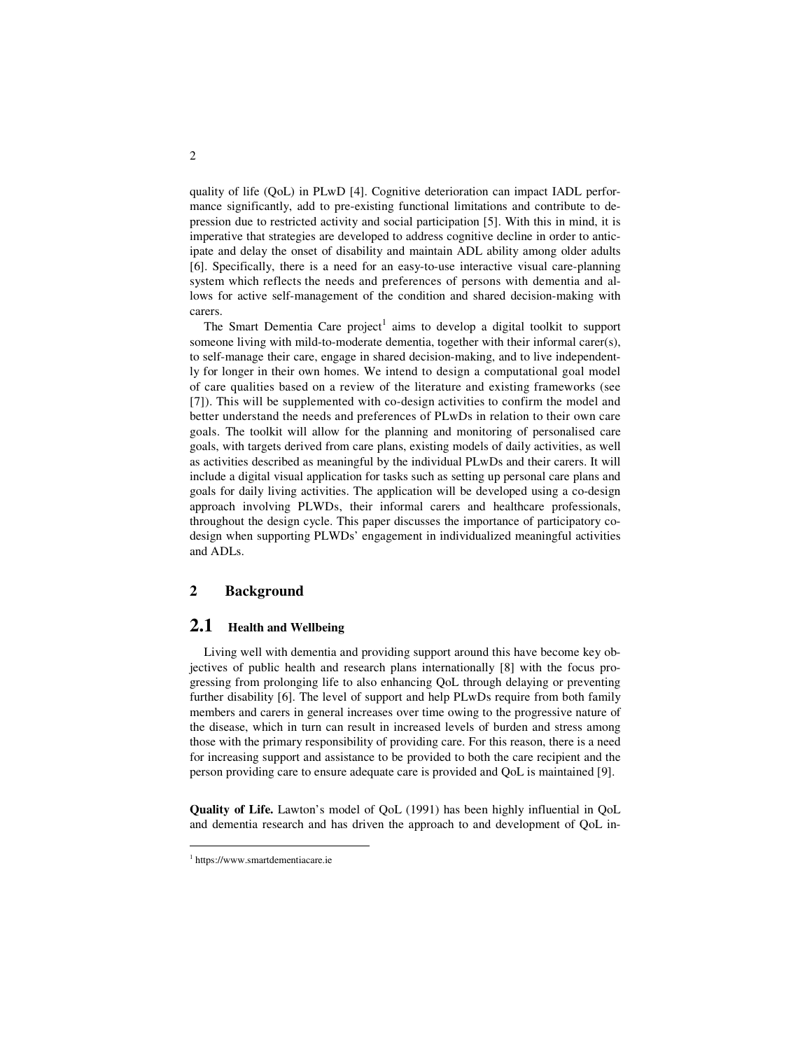quality of life (QoL) in PLwD [4]. Cognitive deterioration can impact IADL performance significantly, add to pre-existing functional limitations and contribute to depression due to restricted activity and social participation [5]. With this in mind, it is imperative that strategies are developed to address cognitive decline in order to anticipate and delay the onset of disability and maintain ADL ability among older adults [6]. Specifically, there is a need for an easy-to-use interactive visual care-planning system which reflects the needs and preferences of persons with dementia and allows for active self-management of the condition and shared decision-making with carers.

The Smart Dementia Care project[1] aims to develop a digital toolkit to support someone living with mild-to-moderate dementia, together with their informal carer(s), to self-manage their care, engage in shared decision-making, and to live independently for longer in their own homes. We intend to design a computational goal model of care qualities based on a review of the literature and existing frameworks (see [7]). This will be supplemented with co-design activities to confirm the model and better understand the needs and preferences of PLwDs in relation to their own care goals. The toolkit will allow for the planning and monitoring of personalised care goals, with targets derived from care plans, existing models of daily activities, as well as activities described as meaningful by the individual PLwDs and their carers. It will include a digital visual application for tasks such as setting up personal care plans and goals for daily living activities. The application will be developed using a co-design approach involving PLWDs, their informal carers and healthcare professionals, throughout the design cycle. This paper discusses the importance of participatory co-design when supporting PLWDs' engagement in individualized meaningful activities and ADLs.

## 2 Background

### 2.1 Health and Wellbeing

Living well with dementia and providing support around this have become key objectives of public health and research plans internationally [8] with the focus progressing from prolonging life to also enhancing QoL through delaying or preventing further disability [6]. The level of support and help PLwDs require from both family members and carers in general increases over time owing to the progressive nature of the disease, which in turn can result in increased levels of burden and stress among those with the primary responsibility of providing care. For this reason, there is a need for increasing support and assistance to be provided to both the care recipient and the person providing care to ensure adequate care is provided and QoL is maintained [9].

**Quality of Life.** Lawton's model of QoL (1991) has been highly influential in QoL and dementia research and has driven the approach to and development of QoL in-

[1] https://www.smartdementiacare.ie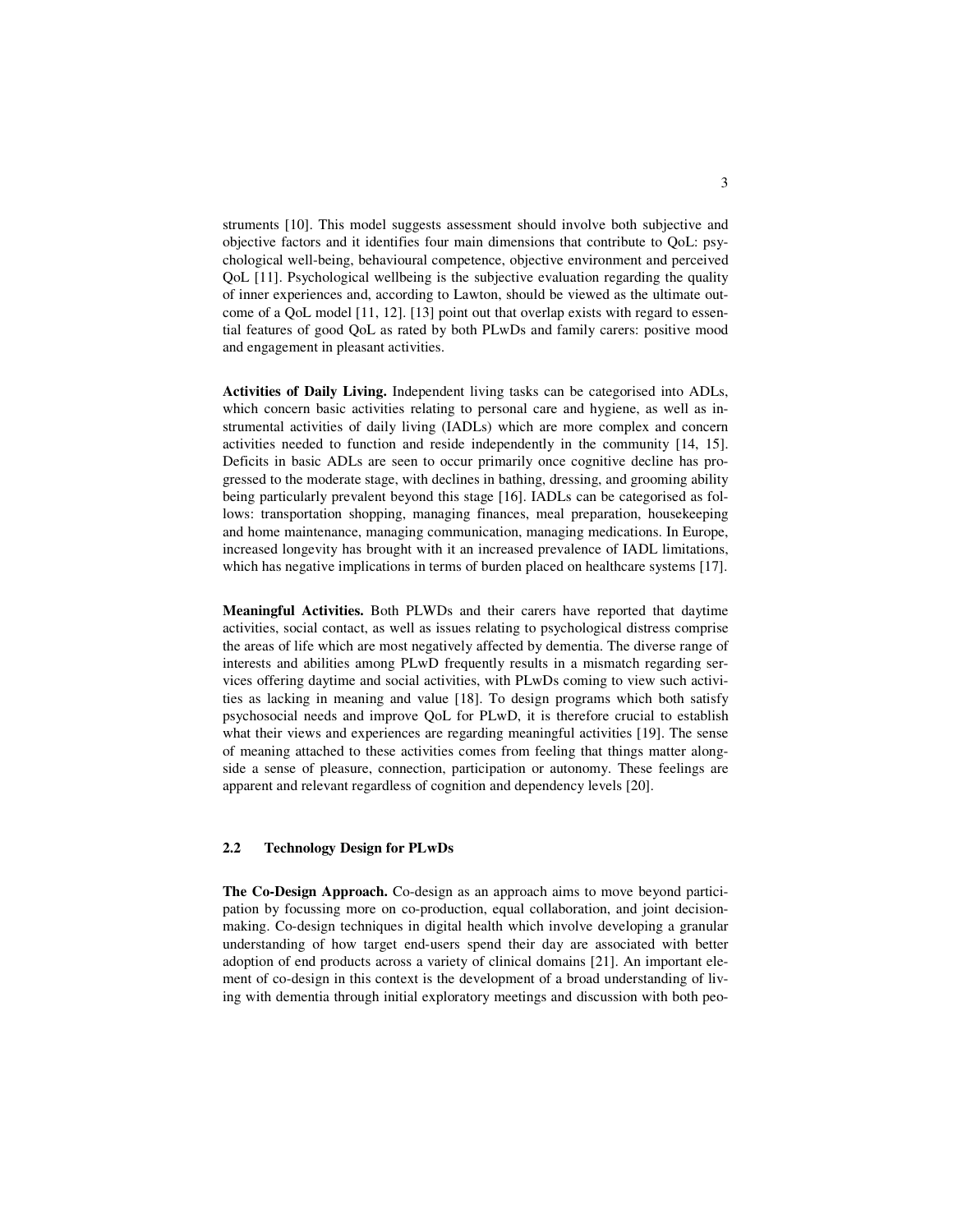struments [10]. This model suggests assessment should involve both subjective and objective factors and it identifies four main dimensions that contribute to QoL: psychological well-being, behavioural competence, objective environment and perceived QoL [11]. Psychological wellbeing is the subjective evaluation regarding the quality of inner experiences and, according to Lawton, should be viewed as the ultimate outcome of a QoL model [11, 12]. [13] point out that overlap exists with regard to essential features of good QoL as rated by both PLwDs and family carers: positive mood and engagement in pleasant activities.

**Activities of Daily Living.** Independent living tasks can be categorised into ADLs, which concern basic activities relating to personal care and hygiene, as well as instrumental activities of daily living (IADLs) which are more complex and concern activities needed to function and reside independently in the community [14, 15]. Deficits in basic ADLs are seen to occur primarily once cognitive decline has progressed to the moderate stage, with declines in bathing, dressing, and grooming ability being particularly prevalent beyond this stage [16]. IADLs can be categorised as follows: transportation shopping, managing finances, meal preparation, housekeeping and home maintenance, managing communication, managing medications. In Europe, increased longevity has brought with it an increased prevalence of IADL limitations, which has negative implications in terms of burden placed on healthcare systems [17].

**Meaningful Activities.** Both PLWDs and their carers have reported that daytime activities, social contact, as well as issues relating to psychological distress comprise the areas of life which are most negatively affected by dementia. The diverse range of interests and abilities among PLwD frequently results in a mismatch regarding services offering daytime and social activities, with PLwDs coming to view such activities as lacking in meaning and value [18]. To design programs which both satisfy psychosocial needs and improve QoL for PLwD, it is therefore crucial to establish what their views and experiences are regarding meaningful activities [19]. The sense of meaning attached to these activities comes from feeling that things matter alongside a sense of pleasure, connection, participation or autonomy. These feelings are apparent and relevant regardless of cognition and dependency levels [20].

### 2.2 Technology Design for PLwDs

**The Co-Design Approach.** Co-design as an approach aims to move beyond participation by focussing more on co-production, equal collaboration, and joint decision-making. Co-design techniques in digital health which involve developing a granular understanding of how target end-users spend their day are associated with better adoption of end products across a variety of clinical domains [21]. An important element of co-design in this context is the development of a broad understanding of living with dementia through initial exploratory meetings and discussion with both peo-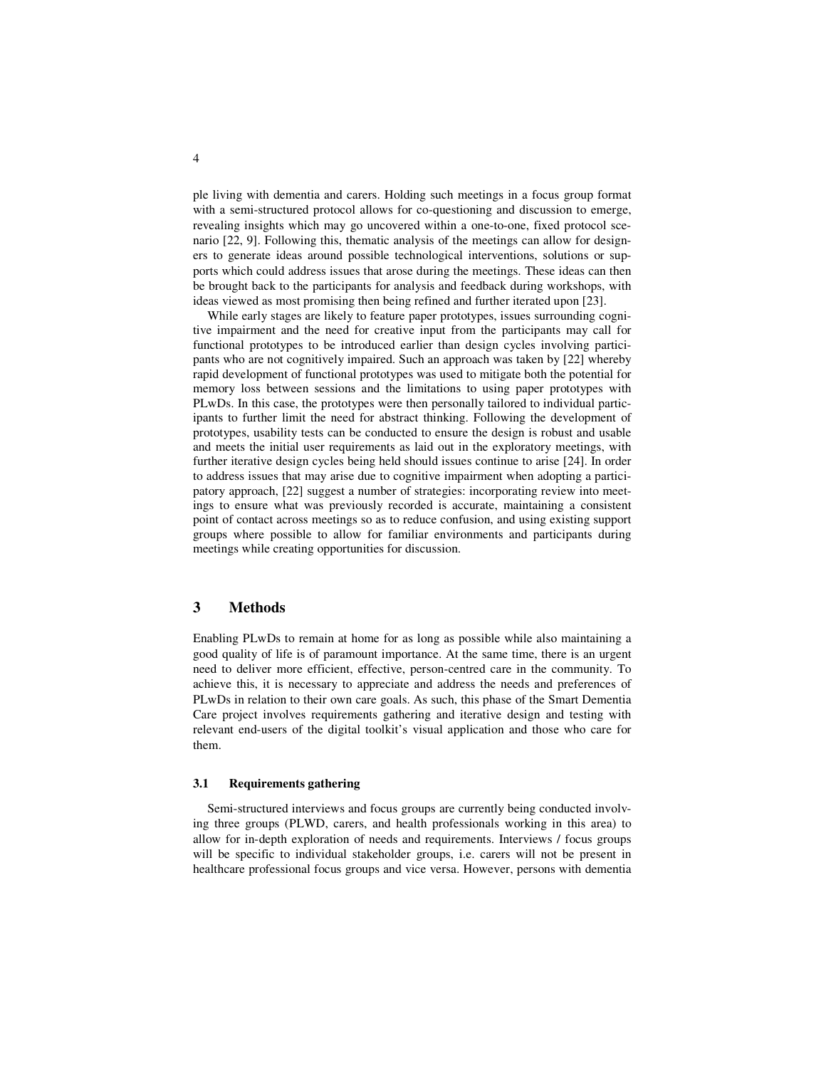ple living with dementia and carers. Holding such meetings in a focus group format with a semi-structured protocol allows for co-questioning and discussion to emerge, revealing insights which may go uncovered within a one-to-one, fixed protocol scenario [22, 9]. Following this, thematic analysis of the meetings can allow for designers to generate ideas around possible technological interventions, solutions or supports which could address issues that arose during the meetings. These ideas can then be brought back to the participants for analysis and feedback during workshops, with ideas viewed as most promising then being refined and further iterated upon [23].

While early stages are likely to feature paper prototypes, issues surrounding cognitive impairment and the need for creative input from the participants may call for functional prototypes to be introduced earlier than design cycles involving participants who are not cognitively impaired. Such an approach was taken by [22] whereby rapid development of functional prototypes was used to mitigate both the potential for memory loss between sessions and the limitations to using paper prototypes with PLwDs. In this case, the prototypes were then personally tailored to individual participants to further limit the need for abstract thinking. Following the development of prototypes, usability tests can be conducted to ensure the design is robust and usable and meets the initial user requirements as laid out in the exploratory meetings, with further iterative design cycles being held should issues continue to arise [24]. In order to address issues that may arise due to cognitive impairment when adopting a participatory approach, [22] suggest a number of strategies: incorporating review into meetings to ensure what was previously recorded is accurate, maintaining a consistent point of contact across meetings so as to reduce confusion, and using existing support groups where possible to allow for familiar environments and participants during meetings while creating opportunities for discussion.

## 3 Methods

Enabling PLwDs to remain at home for as long as possible while also maintaining a good quality of life is of paramount importance. At the same time, there is an urgent need to deliver more efficient, effective, person-centred care in the community. To achieve this, it is necessary to appreciate and address the needs and preferences of PLwDs in relation to their own care goals. As such, this phase of the Smart Dementia Care project involves requirements gathering and iterative design and testing with relevant end-users of the digital toolkit's visual application and those who care for them.

### 3.1 Requirements gathering

Semi-structured interviews and focus groups are currently being conducted involving three groups (PLWD, carers, and health professionals working in this area) to allow for in-depth exploration of needs and requirements. Interviews / focus groups will be specific to individual stakeholder groups, i.e. carers will not be present in healthcare professional focus groups and vice versa. However, persons with dementia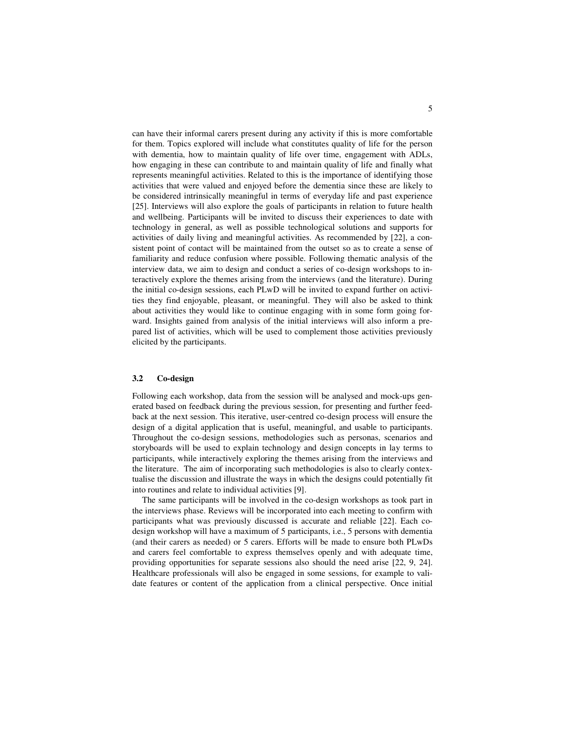can have their informal carers present during any activity if this is more comfortable for them. Topics explored will include what constitutes quality of life for the person with dementia, how to maintain quality of life over time, engagement with ADLs, how engaging in these can contribute to and maintain quality of life and finally what represents meaningful activities. Related to this is the importance of identifying those activities that were valued and enjoyed before the dementia since these are likely to be considered intrinsically meaningful in terms of everyday life and past experience [25]. Interviews will also explore the goals of participants in relation to future health and wellbeing. Participants will be invited to discuss their experiences to date with technology in general, as well as possible technological solutions and supports for activities of daily living and meaningful activities. As recommended by [22], a consistent point of contact will be maintained from the outset so as to create a sense of familiarity and reduce confusion where possible. Following thematic analysis of the interview data, we aim to design and conduct a series of co-design workshops to interactively explore the themes arising from the interviews (and the literature). During the initial co-design sessions, each PLwD will be invited to expand further on activities they find enjoyable, pleasant, or meaningful. They will also be asked to think about activities they would like to continue engaging with in some form going forward. Insights gained from analysis of the initial interviews will also inform a prepared list of activities, which will be used to complement those activities previously elicited by the participants.

### 3.2 Co-design

Following each workshop, data from the session will be analysed and mock-ups generated based on feedback during the previous session, for presenting and further feedback at the next session. This iterative, user-centred co-design process will ensure the design of a digital application that is useful, meaningful, and usable to participants. Throughout the co-design sessions, methodologies such as personas, scenarios and storyboards will be used to explain technology and design concepts in lay terms to participants, while interactively exploring the themes arising from the interviews and the literature. The aim of incorporating such methodologies is also to clearly contextualise the discussion and illustrate the ways in which the designs could potentially fit into routines and relate to individual activities [9].

The same participants will be involved in the co-design workshops as took part in the interviews phase. Reviews will be incorporated into each meeting to confirm with participants what was previously discussed is accurate and reliable [22]. Each co-design workshop will have a maximum of 5 participants, i.e., 5 persons with dementia (and their carers as needed) or 5 carers. Efforts will be made to ensure both PLwDs and carers feel comfortable to express themselves openly and with adequate time, providing opportunities for separate sessions also should the need arise [22, 9, 24]. Healthcare professionals will also be engaged in some sessions, for example to validate features or content of the application from a clinical perspective. Once initial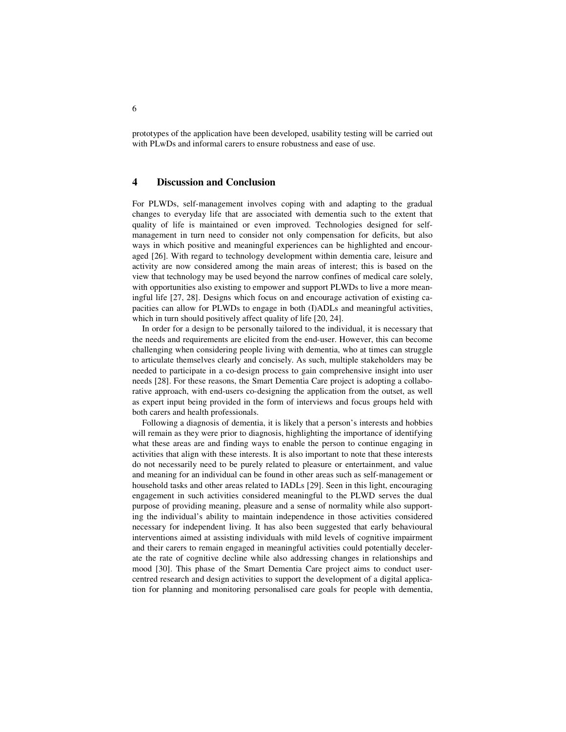prototypes of the application have been developed, usability testing will be carried out with PLwDs and informal carers to ensure robustness and ease of use.

## 4 Discussion and Conclusion

For PLWDs, self-management involves coping with and adapting to the gradual changes to everyday life that are associated with dementia such to the extent that quality of life is maintained or even improved. Technologies designed for self-management in turn need to consider not only compensation for deficits, but also ways in which positive and meaningful experiences can be highlighted and encouraged [26]. With regard to technology development within dementia care, leisure and activity are now considered among the main areas of interest; this is based on the view that technology may be used beyond the narrow confines of medical care solely, with opportunities also existing to empower and support PLWDs to live a more meaningful life [27, 28]. Designs which focus on and encourage activation of existing capacities can allow for PLWDs to engage in both (I)ADLs and meaningful activities, which in turn should positively affect quality of life [20, 24].

In order for a design to be personally tailored to the individual, it is necessary that the needs and requirements are elicited from the end-user. However, this can become challenging when considering people living with dementia, who at times can struggle to articulate themselves clearly and concisely. As such, multiple stakeholders may be needed to participate in a co-design process to gain comprehensive insight into user needs [28]. For these reasons, the Smart Dementia Care project is adopting a collaborative approach, with end-users co-designing the application from the outset, as well as expert input being provided in the form of interviews and focus groups held with both carers and health professionals.

Following a diagnosis of dementia, it is likely that a person's interests and hobbies will remain as they were prior to diagnosis, highlighting the importance of identifying what these areas are and finding ways to enable the person to continue engaging in activities that align with these interests. It is also important to note that these interests do not necessarily need to be purely related to pleasure or entertainment, and value and meaning for an individual can be found in other areas such as self-management or household tasks and other areas related to IADLs [29]. Seen in this light, encouraging engagement in such activities considered meaningful to the PLWD serves the dual purpose of providing meaning, pleasure and a sense of normality while also supporting the individual's ability to maintain independence in those activities considered necessary for independent living. It has also been suggested that early behavioural interventions aimed at assisting individuals with mild levels of cognitive impairment and their carers to remain engaged in meaningful activities could potentially decelerate the rate of cognitive decline while also addressing changes in relationships and mood [30]. This phase of the Smart Dementia Care project aims to conduct user-centred research and design activities to support the development of a digital application for planning and monitoring personalised care goals for people with dementia,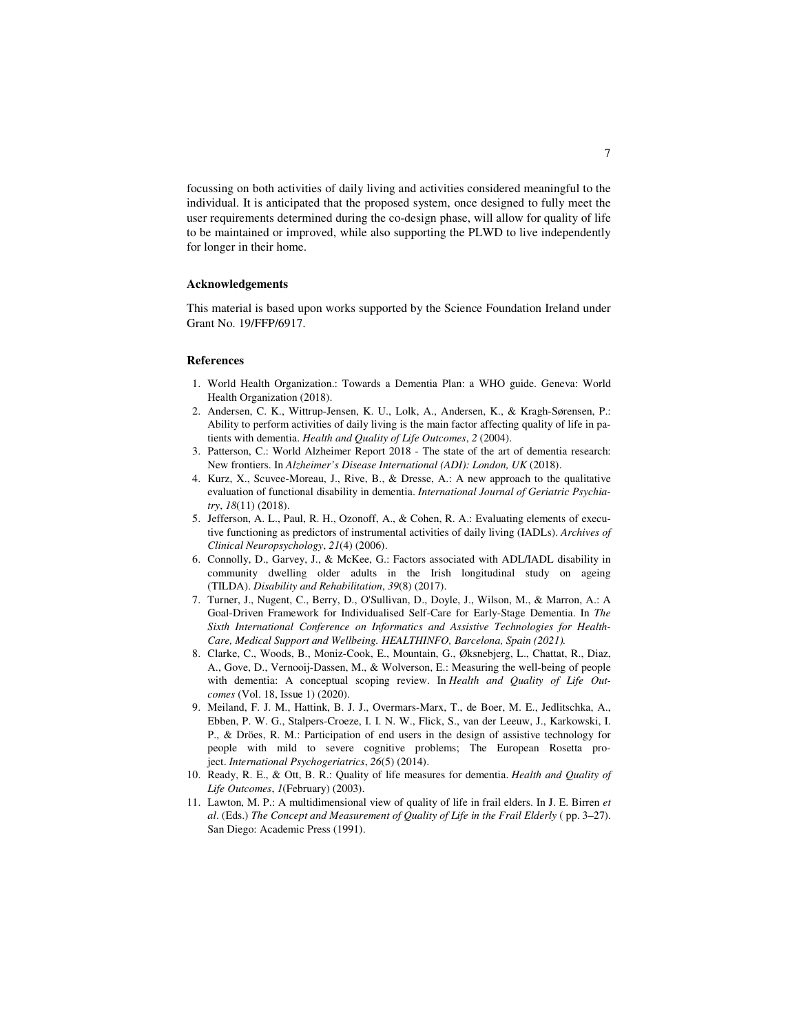focussing on both activities of daily living and activities considered meaningful to the individual. It is anticipated that the proposed system, once designed to fully meet the user requirements determined during the co-design phase, will allow for quality of life to be maintained or improved, while also supporting the PLWD to live independently for longer in their home.

### Acknowledgements

This material is based upon works supported by the Science Foundation Ireland under Grant No. 19/FFP/6917.

### References

1. World Health Organization.: Towards a Dementia Plan: a WHO guide. Geneva: World Health Organization (2018).
2. Andersen, C. K., Wittrup-Jensen, K. U., Lolk, A., Andersen, K., & Kragh-Sørensen, P.: Ability to perform activities of daily living is the main factor affecting quality of life in patients with dementia. *Health and Quality of Life Outcomes*, *2* (2004).
3. Patterson, C.: World Alzheimer Report 2018 - The state of the art of dementia research: New frontiers. In *Alzheimer's Disease International (ADI): London, UK* (2018).
4. Kurz, X., Scuvee-Moreau, J., Rive, B., & Dresse, A.: A new approach to the qualitative evaluation of functional disability in dementia. *International Journal of Geriatric Psychiatry*, *18*(11) (2018).
5. Jefferson, A. L., Paul, R. H., Ozonoff, A., & Cohen, R. A.: Evaluating elements of executive functioning as predictors of instrumental activities of daily living (IADLs). *Archives of Clinical Neuropsychology*, *21*(4) (2006).
6. Connolly, D., Garvey, J., & McKee, G.: Factors associated with ADL/IADL disability in community dwelling older adults in the Irish longitudinal study on ageing (TILDA). *Disability and Rehabilitation*, *39*(8) (2017).
7. Turner, J., Nugent, C., Berry, D., O'Sullivan, D., Doyle, J., Wilson, M., & Marron, A.: A Goal-Driven Framework for Individualised Self-Care for Early-Stage Dementia. In *The Sixth International Conference on Informatics and Assistive Technologies for Health-Care, Medical Support and Wellbeing. HEALTHINFO, Barcelona, Spain (2021).*
8. Clarke, C., Woods, B., Moniz-Cook, E., Mountain, G., Øksnebjerg, L., Chattat, R., Diaz, A., Gove, D., Vernooij-Dassen, M., & Wolverson, E.: Measuring the well-being of people with dementia: A conceptual scoping review. In *Health and Quality of Life Outcomes* (Vol. 18, Issue 1) (2020).
9. Meiland, F. J. M., Hattink, B. J. J., Overmars-Marx, T., de Boer, M. E., Jedlitschka, A., Ebben, P. W. G., Stalpers-Croeze, I. I. N. W., Flick, S., van der Leeuw, J., Karkowski, I. P., & Dröes, R. M.: Participation of end users in the design of assistive technology for people with mild to severe cognitive problems; The European Rosetta project. *International Psychogeriatrics*, *26*(5) (2014).
10. Ready, R. E., & Ott, B. R.: Quality of life measures for dementia. *Health and Quality of Life Outcomes*, *1*(February) (2003).
11. Lawton, M. P.: A multidimensional view of quality of life in frail elders. In J. E. Birren *et al*. (Eds.) *The Concept and Measurement of Quality of Life in the Frail Elderly* ( pp. 3–27). San Diego: Academic Press (1991).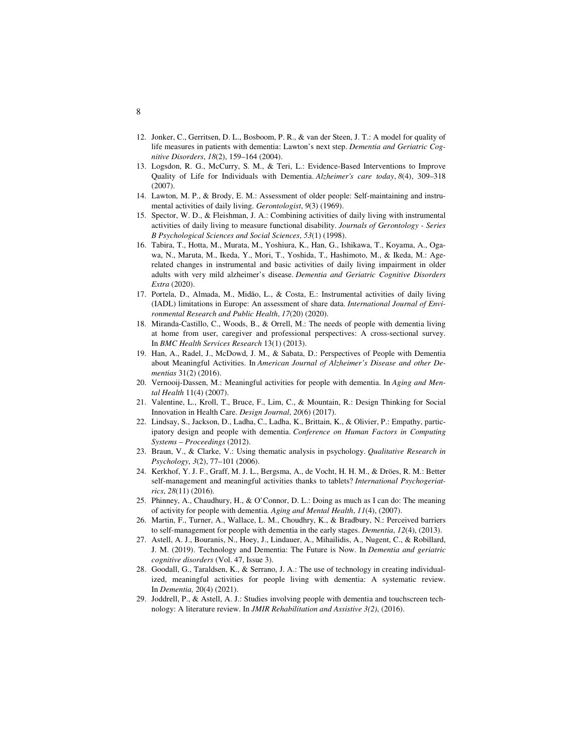12. Jonker, C., Gerritsen, D. L., Bosboom, P. R., & van der Steen, J. T.: A model for quality of life measures in patients with dementia: Lawton's next step. *Dementia and Geriatric Cognitive Disorders*, *18*(2), 159–164 (2004).
13. Logsdon, R. G., McCurry, S. M., & Teri, L.: Evidence-Based Interventions to Improve Quality of Life for Individuals with Dementia. *Alzheimer's care today*, *8*(4), 309–318 (2007).
14. Lawton, M. P., & Brody, E. M.: Assessment of older people: Self-maintaining and instrumental activities of daily living. *Gerontologist*, *9*(3) (1969).
15. Spector, W. D., & Fleishman, J. A.: Combining activities of daily living with instrumental activities of daily living to measure functional disability. *Journals of Gerontology - Series B Psychological Sciences and Social Sciences*, *53*(1) (1998).
16. Tabira, T., Hotta, M., Murata, M., Yoshiura, K., Han, G., Ishikawa, T., Koyama, A., Ogawa, N., Maruta, M., Ikeda, Y., Mori, T., Yoshida, T., Hashimoto, M., & Ikeda, M.: Age-related changes in instrumental and basic activities of daily living impairment in older adults with very mild alzheimer's disease. *Dementia and Geriatric Cognitive Disorders Extra* (2020).
17. Portela, D., Almada, M., Midão, L., & Costa, E.: Instrumental activities of daily living (IADL) limitations in Europe: An assessment of share data. *International Journal of Environmental Research and Public Health*, *17*(20) (2020).
18. Miranda-Castillo, C., Woods, B., & Orrell, M.: The needs of people with dementia living at home from user, caregiver and professional perspectives: A cross-sectional survey. In *BMC Health Services Research* 13(1) (2013).
19. Han, A., Radel, J., McDowd, J. M., & Sabata, D.: Perspectives of People with Dementia about Meaningful Activities. In *American Journal of Alzheimer's Disease and other Dementias* 31(2) (2016).
20. Vernooij-Dassen, M.: Meaningful activities for people with dementia. In *Aging and Mental Health* 11(4) (2007).
21. Valentine, L., Kroll, T., Bruce, F., Lim, C., & Mountain, R.: Design Thinking for Social Innovation in Health Care. *Design Journal*, *20*(6) (2017).
22. Lindsay, S., Jackson, D., Ladha, C., Ladha, K., Brittain, K., & Olivier, P.: Empathy, participatory design and people with dementia. *Conference on Human Factors in Computing Systems – Proceedings* (2012).
23. Braun, V., & Clarke, V.: Using thematic analysis in psychology. *Qualitative Research in Psychology*, *3*(2), 77–101 (2006).
24. Kerkhof, Y. J. F., Graff, M. J. L., Bergsma, A., de Vocht, H. H. M., & Dröes, R. M.: Better self-management and meaningful activities thanks to tablets? *International Psychogeriatrics*, *28*(11) (2016).
25. Phinney, A., Chaudhury, H., & O'Connor, D. L.: Doing as much as I can do: The meaning of activity for people with dementia. *Aging and Mental Health*, *11*(4), (2007).
26. Martin, F., Turner, A., Wallace, L. M., Choudhry, K., & Bradbury, N.: Perceived barriers to self-management for people with dementia in the early stages. *Dementia*, *12*(4), (2013).
27. Astell, A. J., Bouranis, N., Hoey, J., Lindauer, A., Mihailidis, A., Nugent, C., & Robillard, J. M. (2019). Technology and Dementia: The Future is Now. In *Dementia and geriatric cognitive disorders* (Vol. 47, Issue 3).
28. Goodall, G., Taraldsen, K., & Serrano, J. A.: The use of technology in creating individualized, meaningful activities for people living with dementia: A systematic review. In *Dementia,* 20(4) (2021).
29. Joddrell, P., & Astell, A. J.: Studies involving people with dementia and touchscreen technology: A literature review. In *JMIR Rehabilitation and Assistive 3(2)*, (2016).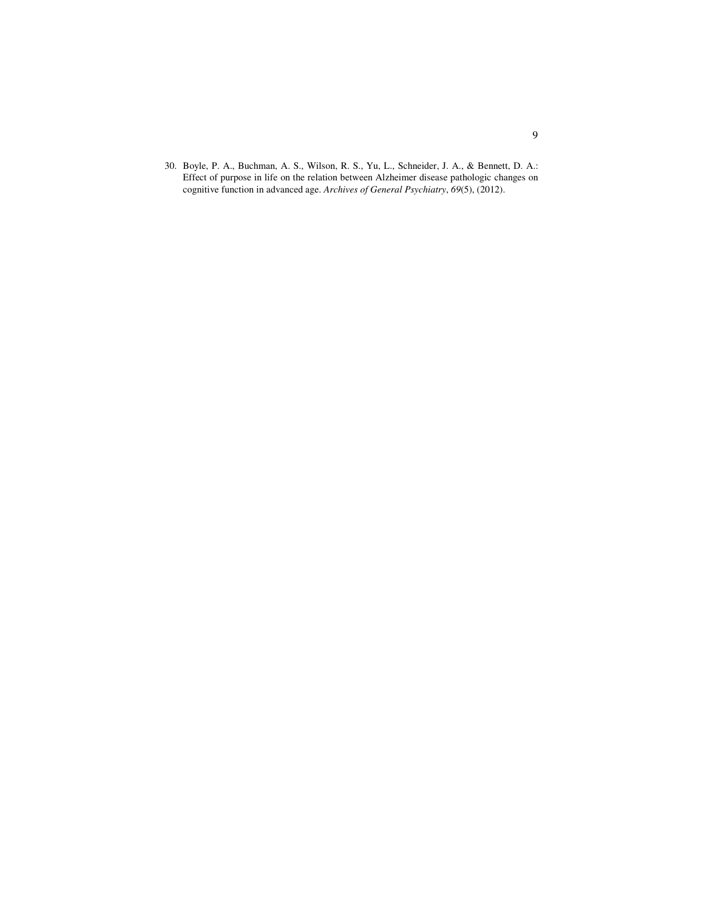30. Boyle, P. A., Buchman, A. S., Wilson, R. S., Yu, L., Schneider, J. A., & Bennett, D. A.: Effect of purpose in life on the relation between Alzheimer disease pathologic changes on cognitive function in advanced age. *Archives of General Psychiatry*, *69*(5), (2012).